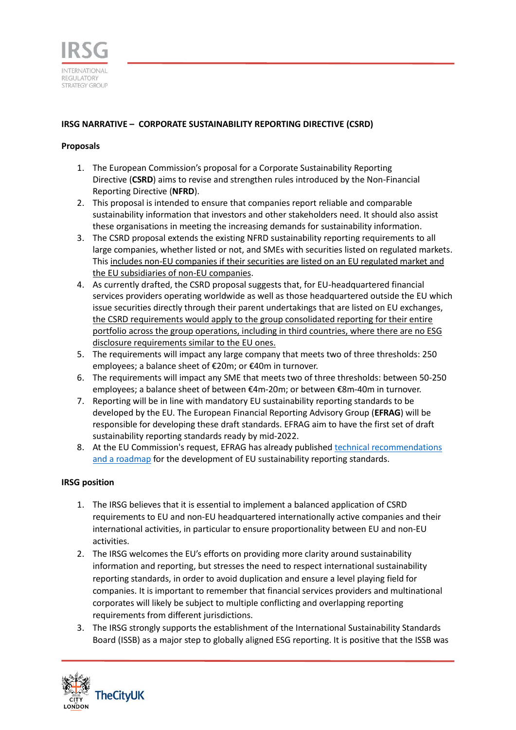**IRSG NARRATIVE – CORPORATE SUSTAINABILITY REPORTING DIRECTIVE (CSRD)**

**Proposals**

1. The European Commission's proposal for a Corporate Sustainability Reporting Directive (**CSRD**) aims to revise and strengthen rules introduced by the Non-Financial Reporting Directive (**NFRD**).
2. This proposal is intended to ensure that companies report reliable and comparable sustainability information that investors and other stakeholders need. It should also assist these organisations in meeting the increasing demands for sustainability information.
3. The CSRD proposal extends the existing NFRD sustainability reporting requirements to all large companies, whether listed or not, and SMEs with securities listed on regulated markets. This <u>includes non-EU companies if their securities are listed on an EU regulated market and the EU subsidiaries of non-EU companies</u>.
4. As currently drafted, the CSRD proposal suggests that, for EU-headquartered financial services providers operating worldwide as well as those headquartered outside the EU which issue securities directly through their parent undertakings that are listed on EU exchanges, <u>the CSRD requirements would apply to the group consolidated reporting for their entire portfolio across the group operations, including in third countries, where there are no ESG disclosure requirements similar to the EU ones.</u>
5. The requirements will impact any large company that meets two of three thresholds: 250 employees; a balance sheet of €20m; or €40m in turnover.
6. The requirements will impact any SME that meets two of three thresholds: between 50-250 employees; a balance sheet of between €4m-20m; or between €8m-40m in turnover.
7. Reporting will be in line with mandatory EU sustainability reporting standards to be developed by the EU. The European Financial Reporting Advisory Group (**EFRAG**) will be responsible for developing these draft standards. EFRAG aim to have the first set of draft sustainability reporting standards ready by mid-2022.
8. At the EU Commission's request, EFRAG has already published technical recommendations and a roadmap for the development of EU sustainability reporting standards.

**IRSG position**

1. The IRSG believes that it is essential to implement a balanced application of CSRD requirements to EU and non-EU headquartered internationally active companies and their international activities, in particular to ensure proportionality between EU and non-EU activities.
2. The IRSG welcomes the EU's efforts on providing more clarity around sustainability information and reporting, but stresses the need to respect international sustainability reporting standards, in order to avoid duplication and ensure a level playing field for companies. It is important to remember that financial services providers and multinational corporates will likely be subject to multiple conflicting and overlapping reporting requirements from different jurisdictions.
3. The IRSG strongly supports the establishment of the International Sustainability Standards Board (ISSB) as a major step to globally aligned ESG reporting. It is positive that the ISSB was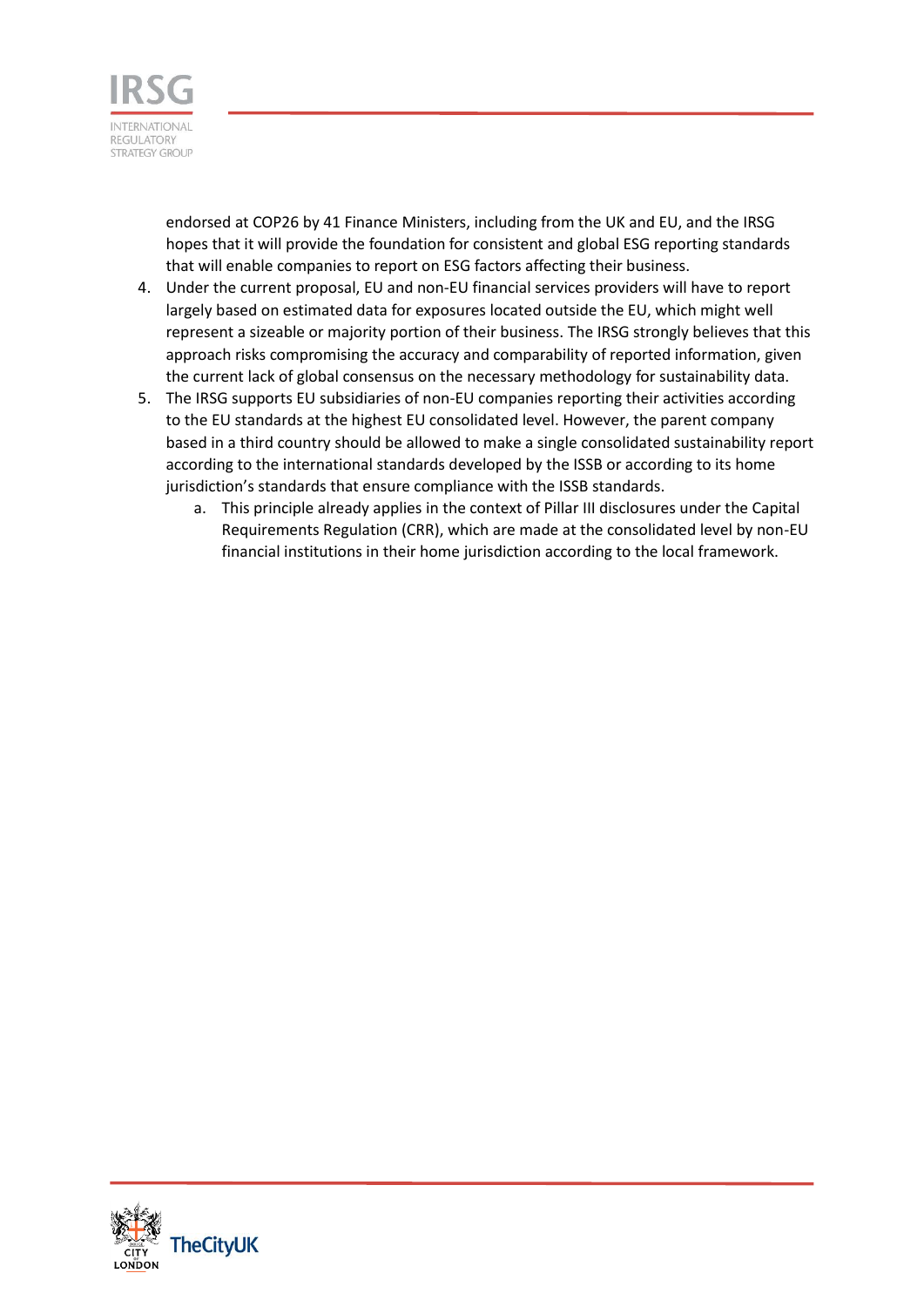endorsed at COP26 by 41 Finance Ministers, including from the UK and EU, and the IRSG hopes that it will provide the foundation for consistent and global ESG reporting standards that will enable companies to report on ESG factors affecting their business.

4. Under the current proposal, EU and non-EU financial services providers will have to report largely based on estimated data for exposures located outside the EU, which might well represent a sizeable or majority portion of their business. The IRSG strongly believes that this approach risks compromising the accuracy and comparability of reported information, given the current lack of global consensus on the necessary methodology for sustainability data.
5. The IRSG supports EU subsidiaries of non-EU companies reporting their activities according to the EU standards at the highest EU consolidated level. However, the parent company based in a third country should be allowed to make a single consolidated sustainability report according to the international standards developed by the ISSB or according to its home jurisdiction's standards that ensure compliance with the ISSB standards.
    a. This principle already applies in the context of Pillar III disclosures under the Capital Requirements Regulation (CRR), which are made at the consolidated level by non-EU financial institutions in their home jurisdiction according to the local framework.